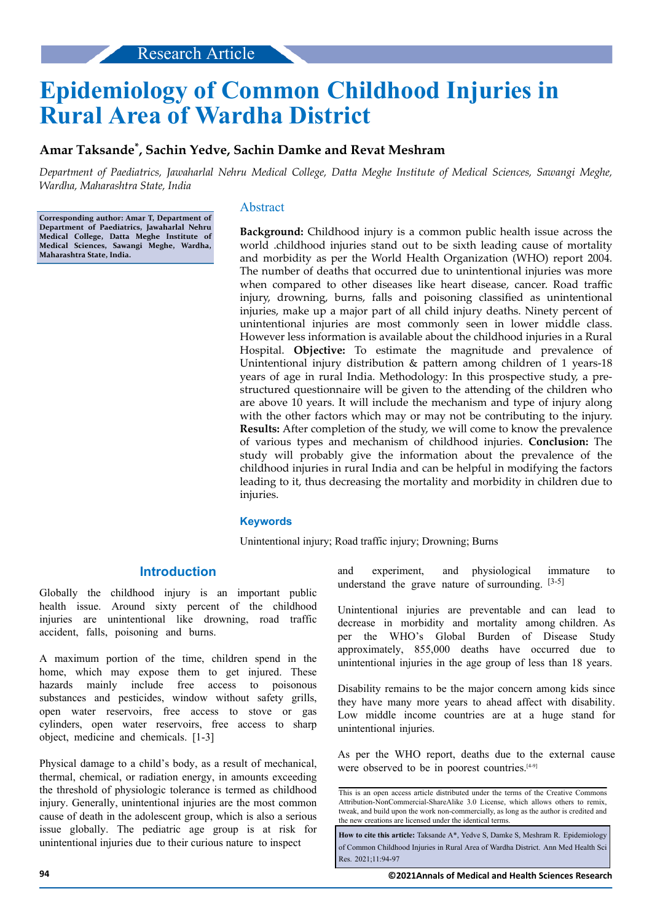Research Article

# Epidemiology of Common Childhood Injuries in Rural Area of Wardha District

**Amar Taksande*, Sachin Yedve, Sachin Damke and Revat Meshram**

*Department of Paediatrics, Jawaharlal Nehru Medical College, Datta Meghe Institute of Medical Sciences, Sawangi Meghe, Wardha, Maharashtra State, India*

**Corresponding author: Amar T, Department of Department of Paediatrics, Jawaharlal Nehru Medical College, Datta Meghe Institute of Medical Sciences, Sawangi Meghe, Wardha, Maharashtra State, India.**

## Abstract

**Background:** Childhood injury is a common public health issue across the world .childhood injuries stand out to be sixth leading cause of mortality and morbidity as per the World Health Organization (WHO) report 2004. The number of deaths that occurred due to unintentional injuries was more when compared to other diseases like heart disease, cancer. Road traffic injury, drowning, burns, falls and poisoning classified as unintentional injuries, make up a major part of all child injury deaths. Ninety percent of unintentional injuries are most commonly seen in lower middle class. However less information is available about the childhood injuries in a Rural Hospital. **Objective:** To estimate the magnitude and prevalence of Unintentional injury distribution & pattern among children of 1 years-18 years of age in rural India. Methodology: In this prospective study, a pre-structured questionnaire will be given to the attending of the children who are above 10 years. It will include the mechanism and type of injury along with the other factors which may or may not be contributing to the injury. **Results:** After completion of the study, we will come to know the prevalence of various types and mechanism of childhood injuries. **Conclusion:** The study will probably give the information about the prevalence of the childhood injuries in rural India and can be helpful in modifying the factors leading to it, thus decreasing the mortality and morbidity in children due to injuries.

### Keywords

Unintentional injury; Road traffic injury; Drowning; Burns

## Introduction

Globally the childhood injury is an important public health issue. Around sixty percent of the childhood injuries are unintentional like drowning, road traffic accident, falls, poisoning and burns.

A maximum portion of the time, children spend in the home, which may expose them to get injured. These hazards mainly include free access to poisonous substances and pesticides, window without safety grills, open water reservoirs, free access to stove or gas cylinders, open water reservoirs, free access to sharp object, medicine and chemicals. [1-3]

Physical damage to a child's body, as a result of mechanical, thermal, chemical, or radiation energy, in amounts exceeding the threshold of physiologic tolerance is termed as childhood injury. Generally, unintentional injuries are the most common cause of death in the adolescent group, which is also a serious issue globally. The pediatric age group is at risk for unintentional injuries due to their curious nature to inspect and experiment, and physiological immature to understand the grave nature of surrounding. [3-5]

Unintentional injuries are preventable and can lead to decrease in morbidity and mortality among children. As per the WHO's Global Burden of Disease Study approximately, 855,000 deaths have occurred due to unintentional injuries in the age group of less than 18 years.

Disability remains to be the major concern among kids since they have many more years to ahead affect with disability. Low middle income countries are at a huge stand for unintentional injuries.

As per the WHO report, deaths due to the external cause were observed to be in poorest countries.[4-9]

This is an open access article distributed under the terms of the Creative Commons Attribution-NonCommercial-ShareAlike 3.0 License, which allows others to remix, tweak, and build upon the work non-commercially, as long as the author is credited and the new creations are licensed under the identical terms.

**How to cite this article:** Taksande A*, Yedve S, Damke S, Meshram R. Epidemiology of Common Childhood Injuries in Rural Area of Wardha District. Ann Med Health Sci Res. 2021;11:94-97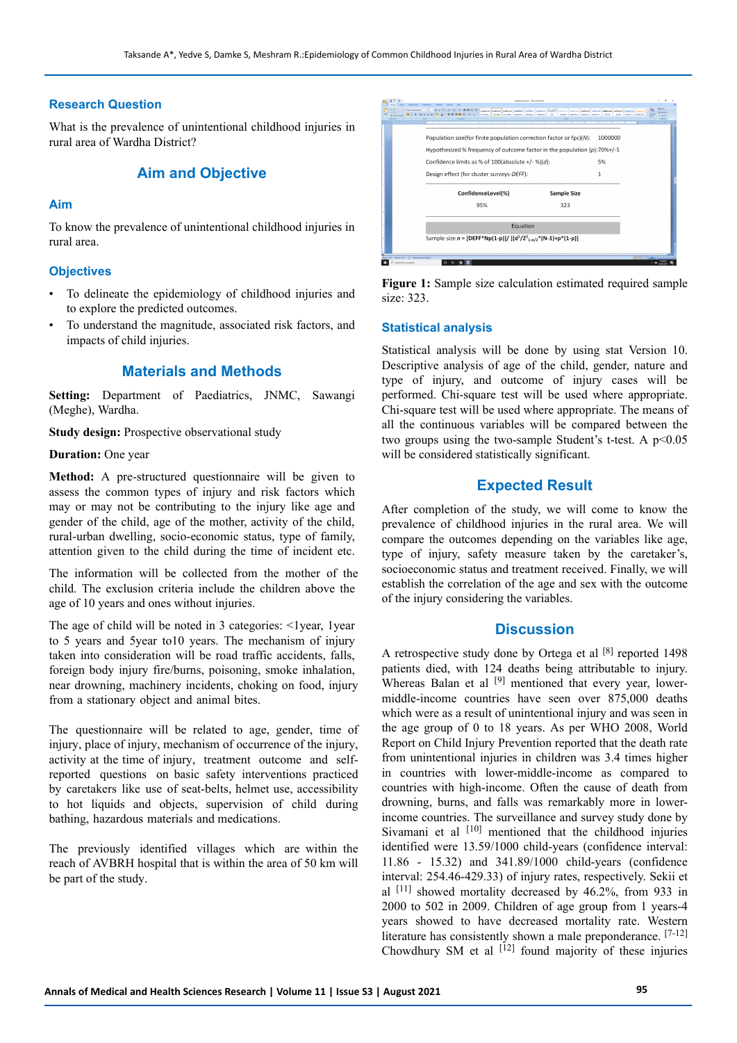## Research Question

What is the prevalence of unintentional childhood injuries in rural area of Wardha District?

## Aim and Objective

### Aim

To know the prevalence of unintentional childhood injuries in rural area.

### Objectives

- To delineate the epidemiology of childhood injuries and to explore the predicted outcomes.
- To understand the magnitude, associated risk factors, and impacts of child injuries.

## Materials and Methods

**Setting:** Department of Paediatrics, JNMC, Sawangi (Meghe), Wardha.

**Study design:** Prospective observational study

**Duration:** One year

**Method:** A pre-structured questionnaire will be given to assess the common types of injury and risk factors which may or may not be contributing to the injury like age and gender of the child, age of the mother, activity of the child, rural-urban dwelling, socio-economic status, type of family, attention given to the child during the time of incident etc.

The information will be collected from the mother of the child. The exclusion criteria include the children above the age of 10 years and ones without injuries.

The age of child will be noted in 3 categories: <1year, 1year to 5 years and 5year to10 years. The mechanism of injury taken into consideration will be road traffic accidents, falls, foreign body injury fire/burns, poisoning, smoke inhalation, near drowning, machinery incidents, choking on food, injury from a stationary object and animal bites.

The questionnaire will be related to age, gender, time of injury, place of injury, mechanism of occurrence of the injury, activity at the time of injury, treatment outcome and self-reported questions on basic safety interventions practiced by caretakers like use of seat-belts, helmet use, accessibility to hot liquids and objects, supervision of child during bathing, hazardous materials and medications.

The previously identified villages which are within the reach of AVBRH hospital that is within the area of 50 km will be part of the study.

| | |
|---|---|
| Population size(for finite population correction factor or fpc)(N): | 1000000 |
| Hypothesized % frequency of outcome factor in the population (p): | 70%+/-5 |
| Confidence limits as % of 100(absolute +/- %)(d): | 5% |
| Design effect (for cluster surveys-DEFF): | 1 |

| ConfidenceLevel(%) | Sample Size |
|---|---|
| 95% | 323 |

Equation

Sample size $n = [DEFF*Np(1-p)]/ [(d^2/Z^2_{1-\alpha/2}*(N-1)+p*(1-p)]$

**Figure 1:** Sample size calculation estimated required sample size: 323.

### Statistical analysis

Statistical analysis will be done by using stat Version 10. Descriptive analysis of age of the child, gender, nature and type of injury, and outcome of injury cases will be performed. Chi-square test will be used where appropriate. Chi-square test will be used where appropriate. The means of all the continuous variables will be compared between the two groups using the two-sample Student's t-test. A $p<0.05$ will be considered statistically significant.

## Expected Result

After completion of the study, we will come to know the prevalence of childhood injuries in the rural area. We will compare the outcomes depending on the variables like age, type of injury, safety measure taken by the caretaker's, socioeconomic status and treatment received. Finally, we will establish the correlation of the age and sex with the outcome of the injury considering the variables.

## Discussion

A retrospective study done by Ortega et al [8] reported 1498 patients died, with 124 deaths being attributable to injury. Whereas Balan et al [9] mentioned that every year, lower-middle-income countries have seen over 875,000 deaths which were as a result of unintentional injury and was seen in the age group of 0 to 18 years. As per WHO 2008, World Report on Child Injury Prevention reported that the death rate from unintentional injuries in children was 3.4 times higher in countries with lower-middle-income as compared to countries with high-income. Often the cause of death from drowning, burns, and falls was remarkably more in lower-income countries. The surveillance and survey study done by Sivamani et al [10] mentioned that the childhood injuries identified were 13.59/1000 child-years (confidence interval: 11.86 - 15.32) and 341.89/1000 child-years (confidence interval: 254.46-429.33) of injury rates, respectively. Sekii et al [11] showed mortality decreased by 46.2%, from 933 in 2000 to 502 in 2009. Children of age group from 1 years-4 years showed to have decreased mortality rate. Western literature has consistently shown a male preponderance. [7-12] Chowdhury SM et al [12] found majority of these injuries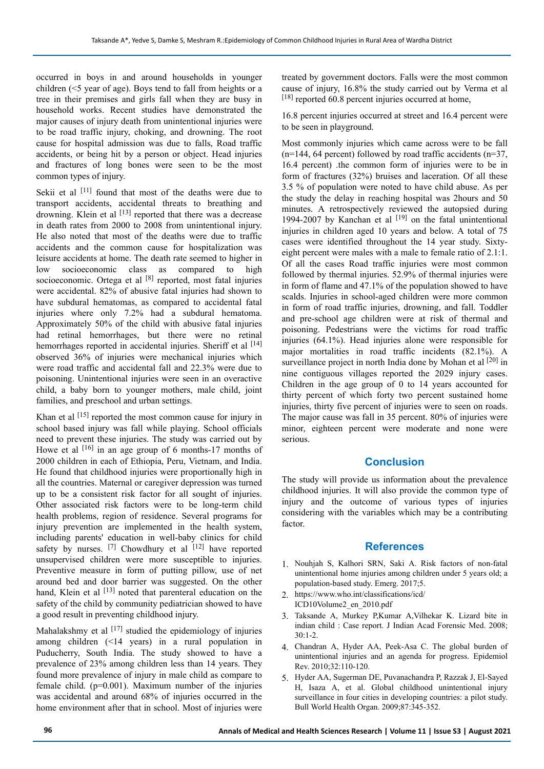occurred in boys in and around households in younger children (<5 year of age). Boys tend to fall from heights or a tree in their premises and girls fall when they are busy in household works. Recent studies have demonstrated the major causes of injury death from unintentional injuries were to be road traffic injury, choking, and drowning. The root cause for hospital admission was due to falls, Road traffic accidents, or being hit by a person or object. Head injuries and fractures of long bones were seen to be the most common types of injury.

Sekii et al [11] found that most of the deaths were due to transport accidents, accidental threats to breathing and drowning. Klein et al [13] reported that there was a decrease in death rates from 2000 to 2008 from unintentional injury. He also noted that most of the deaths were due to traffic accidents and the common cause for hospitalization was leisure accidents at home. The death rate seemed to higher in low socioeconomic class as compared to high socioeconomic. Ortega et al [8] reported, most fatal injuries were accidental. 82% of abusive fatal injuries had shown to have subdural hematomas, as compared to accidental fatal injuries where only 7.2% had a subdural hematoma. Approximately 50% of the child with abusive fatal injuries had retinal hemorrhages, but there were no retinal hemorrhages reported in accidental injuries. Sheriff et al [14] observed 36% of injuries were mechanical injuries which were road traffic and accidental fall and 22.3% were due to poisoning. Unintentional injuries were seen in an overactive child, a baby born to younger mothers, male child, joint families, and preschool and urban settings.

Khan et al [15] reported the most common cause for injury in school based injury was fall while playing. School officials need to prevent these injuries. The study was carried out by Howe et al [16] in an age group of 6 months-17 months of 2000 children in each of Ethiopia, Peru, Vietnam, and India. He found that childhood injuries were proportionally high in all the countries. Maternal or caregiver depression was turned up to be a consistent risk factor for all sought of injuries. Other associated risk factors were to be long-term child health problems, region of residence. Several programs for injury prevention are implemented in the health system, including parents' education in well-baby clinics for child safety by nurses. [7] Chowdhury et al [12] have reported unsupervised children were more susceptible to injuries. Preventive measure in form of putting pillow, use of net around bed and door barrier was suggested. On the other hand, Klein et al [13] noted that parenteral education on the safety of the child by community pediatrician showed to have a good result in preventing childhood injury.

Mahalakshmy et al [17] studied the epidemiology of injuries among children (<14 years) in a rural population in Puducherry, South India. The study showed to have a prevalence of 23% among children less than 14 years. They found more prevalence of injury in male child as compare to female child. (p=0.001). Maximum number of the injuries was accidental and around 68% of injuries occurred in the home environment after that in school. Most of injuries were treated by government doctors. Falls were the most common cause of injury, 16.8% the study carried out by Verma et al [18] reported 60.8 percent injuries occurred at home,

16.8 percent injuries occurred at street and 16.4 percent were to be seen in playground.

Most commonly injuries which came across were to be fall (n=144, 64 percent) followed by road traffic accidents (n=37, 16.4 percent) .the common form of injuries were to be in form of fractures (32%) bruises and laceration. Of all these 3.5 % of population were noted to have child abuse. As per the study the delay in reaching hospital was 2hours and 50 minutes. A retrospectively reviewed the autopsied during 1994-2007 by Kanchan et al [19] on the fatal unintentional injuries in children aged 10 years and below. A total of 75 cases were identified throughout the 14 year study. Sixty-eight percent were males with a male to female ratio of 2.1:1. Of all the cases Road traffic injuries were most common followed by thermal injuries. 52.9% of thermal injuries were in form of flame and 47.1% of the population showed to have scalds. Injuries in school-aged children were more common in form of road traffic injuries, drowning, and fall. Toddler and pre-school age children were at risk of thermal and poisoning. Pedestrians were the victims for road traffic injuries (64.1%). Head injuries alone were responsible for major mortalities in road traffic incidents (82.1%). A surveillance project in north India done by Mohan et al [20] in nine contiguous villages reported the 2029 injury cases. Children in the age group of 0 to 14 years accounted for thirty percent of which forty two percent sustained home injuries, thirty five percent of injuries were to seen on roads. The major cause was fall in 35 percent. 80% of injuries were minor, eighteen percent were moderate and none were serious.

## Conclusion

The study will provide us information about the prevalence childhood injuries. It will also provide the common type of injury and the outcome of various types of injuries considering with the variables which may be a contributing factor.

## References

1. Nouhjah S, Kalhori SRN, Saki A. Risk factors of non-fatal unintentional home injuries among children under 5 years old; a population-based study. Emerg. 2017;5.
2. https://www.who.int/classifications/icd/ICD10Volume2_en_2010.pdf
3. Taksande A, Murkey P,Kumar A,Vilhekar K. Lizard bite in indian child : Case report. J Indian Acad Forensic Med. 2008; 30:1-2.
4. Chandran A, Hyder AA, Peek-Asa C. The global burden of unintentional injuries and an agenda for progress. Epidemiol Rev. 2010;32:110-120.
5. Hyder AA, Sugerman DE, Puvanachandra P, Razzak J, El-Sayed H, Isaza A, et al. Global childhood unintentional injury surveillance in four cities in developing countries: a pilot study. Bull World Health Organ. 2009;87:345-352.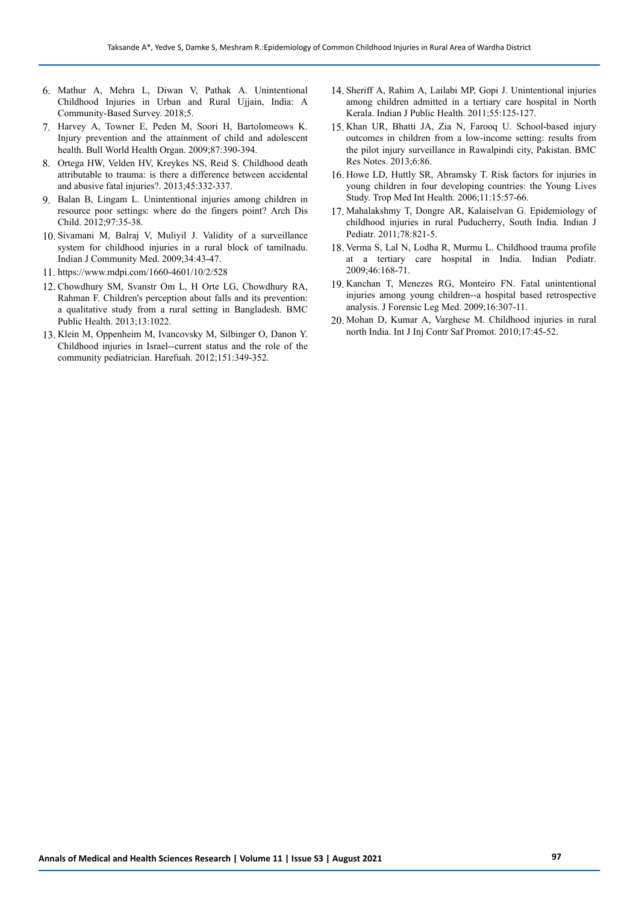6. Mathur A, Mehra L, Diwan V, Pathak A. Unintentional Childhood Injuries in Urban and Rural Ujjain, India: A Community-Based Survey. 2018;5.
7. Harvey A, Towner E, Peden M, Soori H, Bartolomeows K. Injury prevention and the attainment of child and adolescent health. Bull World Health Organ. 2009;87:390-394.
8. Ortega HW, Velden HV, Kreykes NS, Reid S. Childhood death attributable to trauma: is there a difference between accidental and abusive fatal injuries?. 2013;45:332-337.
9. Balan B, Lingam L. Unintentional injuries among children in resource poor settings: where do the fingers point? Arch Dis Child. 2012;97:35-38.
10. Sivamani M, Balraj V, Muliyil J. Validity of a surveillance system for childhood injuries in a rural block of tamilnadu. Indian J Community Med. 2009;34:43-47.
11. https://www.mdpi.com/1660-4601/10/2/528
12. Chowdhury SM, Svanstr Om L, H Orte LG, Chowdhury RA, Rahman F. Children's perception about falls and its prevention: a qualitative study from a rural setting in Bangladesh. BMC Public Health. 2013;13:1022.
13. Klein M, Oppenheim M, Ivancovsky M, Silbinger O, Danon Y. Childhood injuries in Israel--current status and the role of the community pediatrician. Harefuah. 2012;151:349-352.
14. Sheriff A, Rahim A, Lailabi MP, Gopi J. Unintentional injuries among children admitted in a tertiary care hospital in North Kerala. Indian J Public Health. 2011;55:125-127.
15. Khan UR, Bhatti JA, Zia N, Farooq U. School-based injury outcomes in children from a low-income setting: results from the pilot injury surveillance in Rawalpindi city, Pakistan. BMC Res Notes. 2013;6:86.
16. Howe LD, Huttly SR, Abramsky T. Risk factors for injuries in young children in four developing countries: the Young Lives Study. Trop Med Int Health. 2006;11:15:57-66.
17. Mahalakshmy T, Dongre AR, Kalaiselvan G. Epidemiology of childhood injuries in rural Puducherry, South India. Indian J Pediatr. 2011;78:821-5.
18. Verma S, Lal N, Lodha R, Murmu L. Childhood trauma profile at a tertiary care hospital in India. Indian Pediatr. 2009;46:168-71.
19. Kanchan T, Menezes RG, Monteiro FN. Fatal unintentional injuries among young children--a hospital based retrospective analysis. J Forensic Leg Med. 2009;16:307-11.
20. Mohan D, Kumar A, Varghese M. Childhood injuries in rural north India. Int J Inj Contr Saf Promot. 2010;17:45-52.